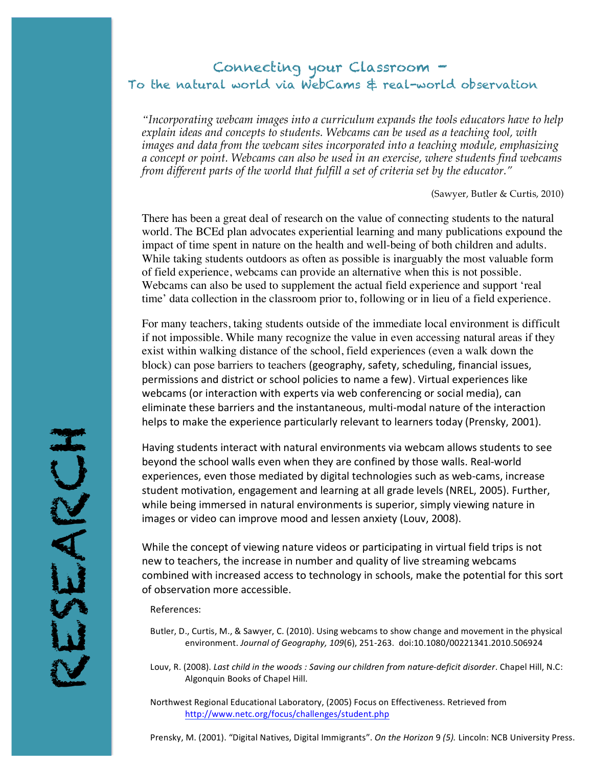# Connecting your Classroom – To the natural world via WebCams & real-world observation

RESEARCH

*"Incorporating webcam images into a curriculum expands the tools educators have to help explain ideas and concepts to students. Webcams can be used as a teaching tool, with images and data from the webcam sites incorporated into a teaching module, emphasizing a concept or point. Webcams can also be used in an exercise, where students find webcams from different parts of the world that fulfill a set of criteria set by the educator."*

(Sawyer, Butler & Curtis, 2010)

There has been a great deal of research on the value of connecting students to the natural world. The BCEd plan advocates experiential learning and many publications expound the impact of time spent in nature on the health and well-being of both children and adults. While taking students outdoors as often as possible is inarguably the most valuable form of field experience, webcams can provide an alternative when this is not possible. Webcams can also be used to supplement the actual field experience and support 'real time' data collection in the classroom prior to, following or in lieu of a field experience.

For many teachers, taking students outside of the immediate local environment is difficult if not impossible. While many recognize the value in even accessing natural areas if they exist within walking distance of the school, field experiences (even a walk down the block) can pose barriers to teachers (geography, safety, scheduling, financial issues, permissions and district or school policies to name a few). Virtual experiences like webcams (or interaction with experts via web conferencing or social media), can eliminate these barriers and the instantaneous, multi-modal nature of the interaction helps to make the experience particularly relevant to learners today (Prensky, 2001).

Having students interact with natural environments via webcam allows students to see beyond the school walls even when they are confined by those walls. Real-world experiences, even those mediated by digital technologies such as web-cams, increase student motivation, engagement and learning at all grade levels (NREL, 2005). Further, while being immersed in natural environments is superior, simply viewing nature in images or video can improve mood and lessen anxiety (Louv, 2008).

While the concept of viewing nature videos or participating in virtual field trips is not new to teachers, the increase in number and quality of live streaming webcams combined with increased access to technology in schools, make the potential for this sort of observation more accessible.

References:

Butler, D., Curtis, M., & Sawyer, C. (2010). Using webcams to show change and movement in the physical environment. *Journal of Geography, 109*(6), 251-263. doi:10.1080/00221341.2010.506924

Louv, R. (2008). *Last child in the woods : Saving our children from nature-deficit disorder*. Chapel Hill, N.C: Algonquin Books of Chapel Hill.

Northwest Regional Educational Laboratory, (2005) Focus on Effectiveness. Retrieved from http://www.netc.org/focus/challenges/student.php

Prensky, M. (2001). "Digital Natives, Digital Immigrants". *On the Horizon* 9 *(5).* Lincoln: NCB University Press.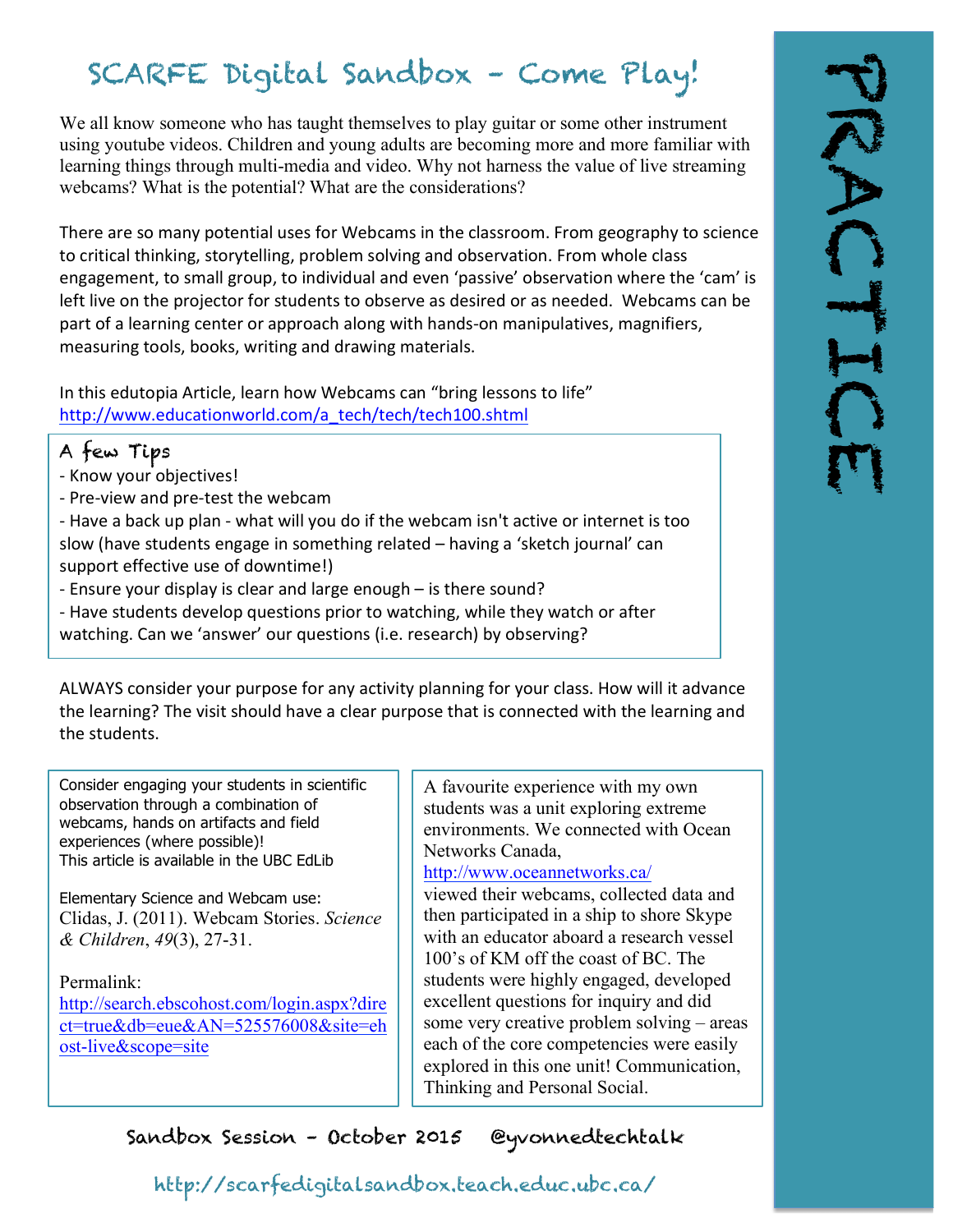# SCARFE Digital Sandbox – Come Play!

We all know someone who has taught themselves to play guitar or some other instrument using youtube videos. Children and young adults are becoming more and more familiar with learning things through multi-media and video. Why not harness the value of live streaming webcams? What is the potential? What are the considerations?

There are so many potential uses for Webcams in the classroom. From geography to science to critical thinking, storytelling, problem solving and observation. From whole class engagement, to small group, to individual and even 'passive' observation where the 'cam' is left live on the projector for students to observe as desired or as needed. Webcams can be part of a learning center or approach along with hands-on manipulatives, magnifiers, measuring tools, books, writing and drawing materials.

In this edutopia Article, learn how Webcams can "bring lessons to life" http://www.educationworld.com/a_tech/tech/tech100.shtml

## A few Tips

- Know your objectives!
- Pre-view and pre-test the webcam
- Have a back up plan - what will you do if the webcam isn't active or internet is too slow (have students engage in something related – having a 'sketch journal' can support effective use of downtime!)
- Ensure your display is clear and large enough – is there sound?
- Have students develop questions prior to watching, while they watch or after watching. Can we 'answer' our questions (i.e. research) by observing?

ALWAYS consider your purpose for any activity planning for your class. How will it advance the learning? The visit should have a clear purpose that is connected with the learning and the students.

Consider engaging your students in scientific observation through a combination of webcams, hands on artifacts and field experiences (where possible)!
This article is available in the UBC EdLib

Elementary Science and Webcam use:
Clidas, J. (2011). Webcam Stories. *Science & Children*, *49*(3), 27-31.

Permalink:
http://search.ebscohost.com/login.aspx?direct=true&db=eue&AN=525576008&site=ehost-live&scope=site

A favourite experience with my own students was a unit exploring extreme environments. We connected with Ocean Networks Canada, http://www.oceannetworks.ca/ viewed their webcams, collected data and then participated in a ship to shore Skype with an educator aboard a research vessel 100's of KM off the coast of BC. The students were highly engaged, developed excellent questions for inquiry and did some very creative problem solving – areas each of the core competencies were easily explored in this one unit! Communication, Thinking and Personal Social.

Sandbox Session – October 2015 @yvonnedtechtalk

http://scarfedigitalsandbox.teach.educ.ubc.ca/

PRACTICE